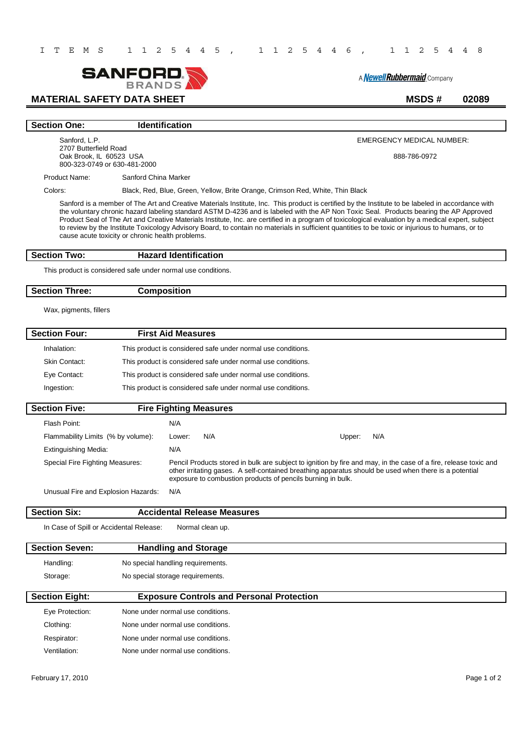ITEMS 1125445, 1125446, 1125448

SANFORD BRANDS

A Newell Rubbermaid Company

# MATERIAL SAFETY DATA SHEET

**MSDS # 02089**

## Section One: Identification

Sanford, L.P.
2707 Butterfield Road
Oak Brook, IL 60523 USA
800-323-0749 or 630-481-2000

EMERGENCY MEDICAL NUMBER:

888-786-0972

Product Name: Sanford China Marker

Colors: Black, Red, Blue, Green, Yellow, Brite Orange, Crimson Red, White, Thin Black

Sanford is a member of The Art and Creative Materials Institute, Inc. This product is certified by the Institute to be labeled in accordance with the voluntary chronic hazard labeling standard ASTM D-4236 and is labeled with the AP Non Toxic Seal. Products bearing the AP Approved Product Seal of The Art and Creative Materials Institute, Inc. are certified in a program of toxicological evaluation by a medical expert, subject to review by the Institute Toxicology Advisory Board, to contain no materials in sufficient quantities to be toxic or injurious to humans, or to cause acute toxicity or chronic health problems.

## Section Two: Hazard Identification

This product is considered safe under normal use conditions.

## Section Three: Composition

Wax, pigments, fillers

## Section Four: First Aid Measures

Inhalation: This product is considered safe under normal use conditions.

Skin Contact: This product is considered safe under normal use conditions.

Eye Contact: This product is considered safe under normal use conditions.

Ingestion: This product is considered safe under normal use conditions.

## Section Five: Fire Fighting Measures

Flash Point: N/A

Flammability Limits (% by volume): Lower: N/A Upper: N/A

Extinguishing Media: N/A

Special Fire Fighting Measures: Pencil Products stored in bulk are subject to ignition by fire and may, in the case of a fire, release toxic and other irritating gases. A self-contained breathing apparatus should be used when there is a potential exposure to combustion products of pencils burning in bulk.

Unusual Fire and Explosion Hazards: N/A

## Section Six: Accidental Release Measures

In Case of Spill or Accidental Release: Normal clean up.

## Section Seven: Handling and Storage

Handling: No special handling requirements.

Storage: No special storage requirements.

## Section Eight: Exposure Controls and Personal Protection

Eye Protection: None under normal use conditions.

Clothing: None under normal use conditions.

Respirator: None under normal use conditions.

Ventilation: None under normal use conditions.

February 17, 2010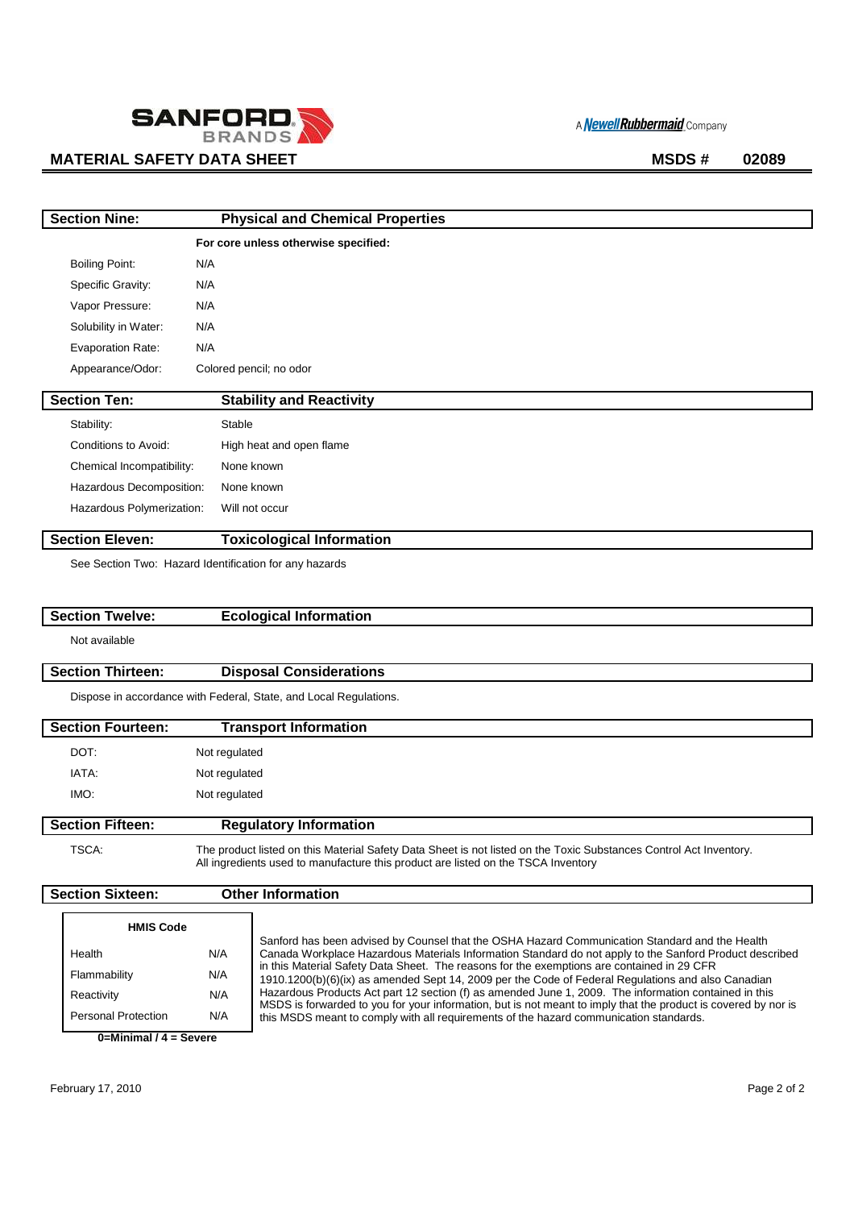SANFORD BRANDS — A Newell Rubbermaid Company

## MATERIAL SAFETY DATA SHEET

**MSDS # 02089**

## Section Nine: Physical and Chemical Properties

**For core unless otherwise specified:**

| | |
|---|---|
| Boiling Point: | N/A |
| Specific Gravity: | N/A |
| Vapor Pressure: | N/A |
| Solubility in Water: | N/A |
| Evaporation Rate: | N/A |
| Appearance/Odor: | Colored pencil; no odor |

## Section Ten: Stability and Reactivity

| | |
|---|---|
| Stability: | Stable |
| Conditions to Avoid: | High heat and open flame |
| Chemical Incompatibility: | None known |
| Hazardous Decomposition: | None known |
| Hazardous Polymerization: | Will not occur |

## Section Eleven: Toxicological Information

See Section Two: Hazard Identification for any hazards

## Section Twelve: Ecological Information

Not available

## Section Thirteen: Disposal Considerations

Dispose in accordance with Federal, State, and Local Regulations.

## Section Fourteen: Transport Information

| | |
|---|---|
| DOT: | Not regulated |
| IATA: | Not regulated |
| IMO: | Not regulated |

## Section Fifteen: Regulatory Information

TSCA: The product listed on this Material Safety Data Sheet is not listed on the Toxic Substances Control Act Inventory. All ingredients used to manufacture this product are listed on the TSCA Inventory

## Section Sixteen: Other Information

| HMIS Code | |
|---|---|
| Health | N/A |
| Flammability | N/A |
| Reactivity | N/A |
| Personal Protection | N/A |

**0=Minimal / 4 = Severe**

Sanford has been advised by Counsel that the OSHA Hazard Communication Standard and the Health Canada Workplace Hazardous Materials Information Standard do not apply to the Sanford Product described in this Material Safety Data Sheet. The reasons for the exemptions are contained in 29 CFR 1910.1200(b)(6)(ix) as amended Sept 14, 2009 per the Code of Federal Regulations and also Canadian Hazardous Products Act part 12 section (f) as amended June 1, 2009. The information contained in this MSDS is forwarded to you for your information, but is not meant to imply that the product is covered by nor is this MSDS meant to comply with all requirements of the hazard communication standards.

February 17, 2010